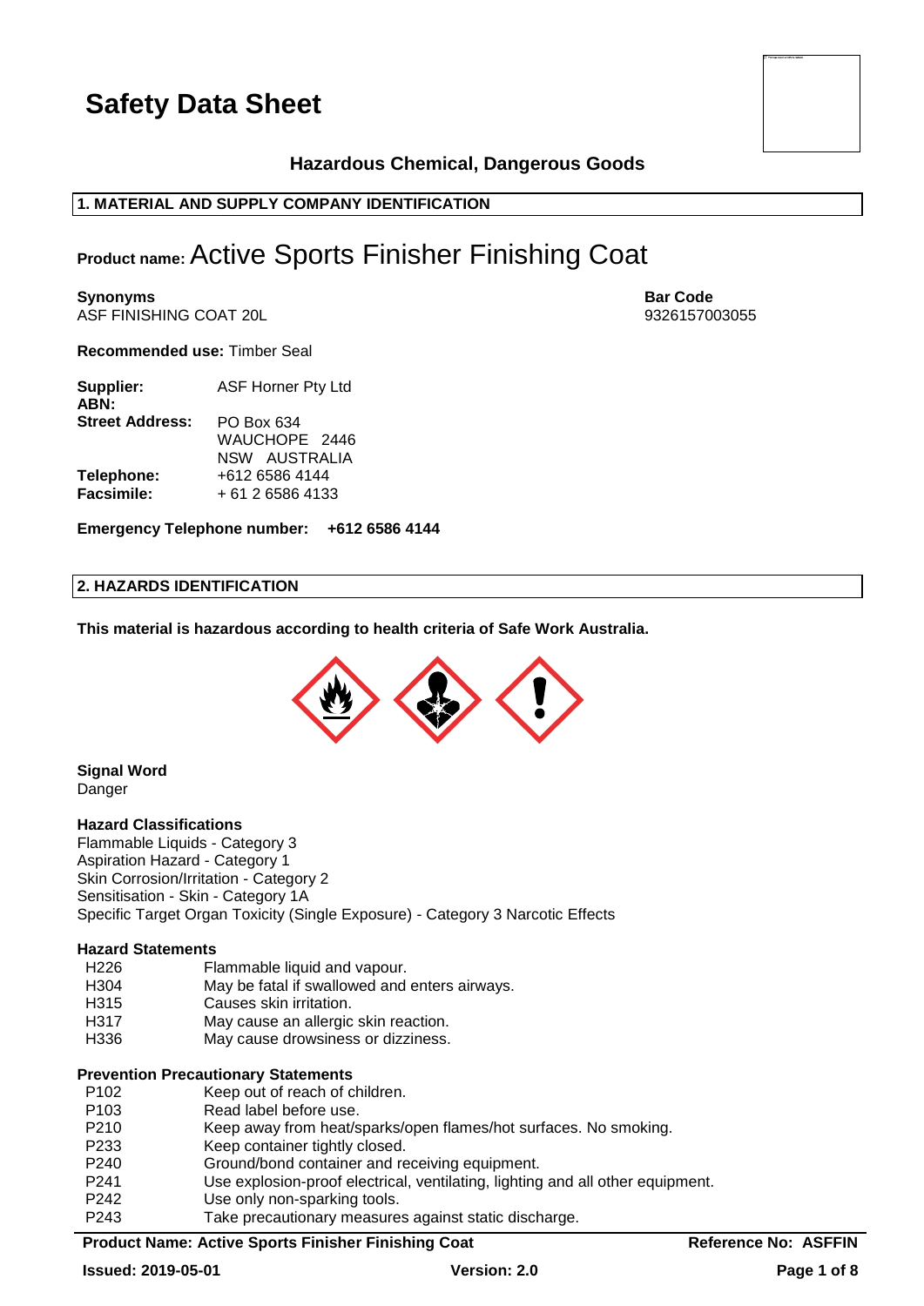# Safety Data Sheet

### Hazardous Chemical, Dangerous Goods

## 1. MATERIAL AND SUPPLY COMPANY IDENTIFICATION

**Product name:** Active Sports Finisher Finishing Coat

**Synonyms**
ASF FINISHING COAT 20L

**Bar Code**
9326157003055

**Recommended use:** Timber Seal

| | |
|---|---|
| **Supplier:** | ASF Horner Pty Ltd |
| **ABN:** | |
| **Street Address:** | PO Box 634<br>WAUCHOPE 2446<br>NSW AUSTRALIA |
| **Telephone:** | +612 6586 4144 |
| **Facsimile:** | + 61 2 6586 4133 |

**Emergency Telephone number: +612 6586 4144**

## 2. HAZARDS IDENTIFICATION

**This material is hazardous according to health criteria of Safe Work Australia.**

**Signal Word**
Danger

**Hazard Classifications**
Flammable Liquids - Category 3
Aspiration Hazard - Category 1
Skin Corrosion/Irritation - Category 2
Sensitisation - Skin - Category 1A
Specific Target Organ Toxicity (Single Exposure) - Category 3 Narcotic Effects

**Hazard Statements**

| | |
|---|---|
| H226 | Flammable liquid and vapour. |
| H304 | May be fatal if swallowed and enters airways. |
| H315 | Causes skin irritation. |
| H317 | May cause an allergic skin reaction. |
| H336 | May cause drowsiness or dizziness. |

**Prevention Precautionary Statements**

| | |
|---|---|
| P102 | Keep out of reach of children. |
| P103 | Read label before use. |
| P210 | Keep away from heat/sparks/open flames/hot surfaces. No smoking. |
| P233 | Keep container tightly closed. |
| P240 | Ground/bond container and receiving equipment. |
| P241 | Use explosion-proof electrical, ventilating, lighting and all other equipment. |
| P242 | Use only non-sparking tools. |
| P243 | Take precautionary measures against static discharge. |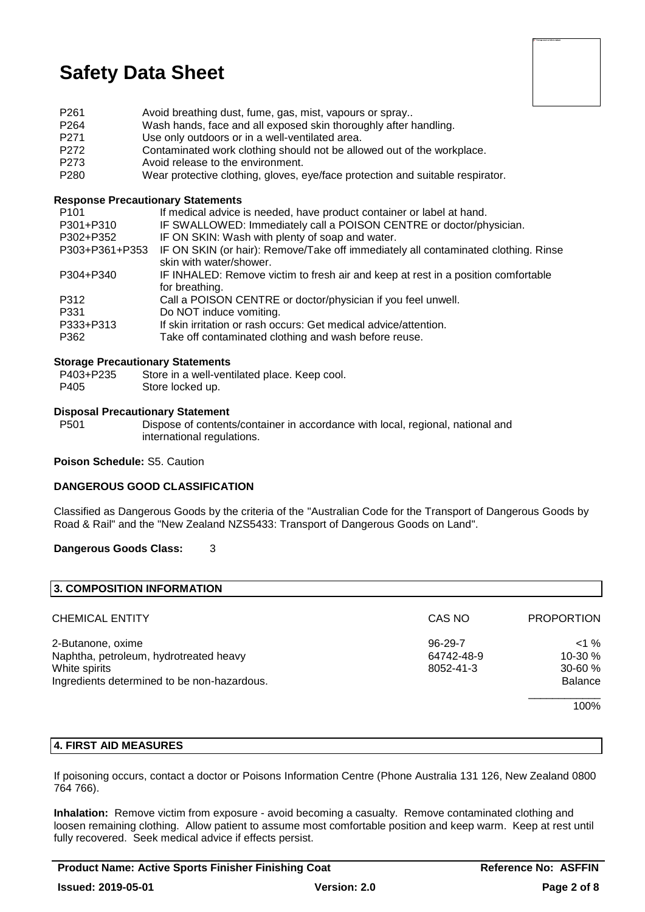| | |
|---|---|
| P261 | Avoid breathing dust, fume, gas, mist, vapours or spray.. |
| P264 | Wash hands, face and all exposed skin thoroughly after handling. |
| P271 | Use only outdoors or in a well-ventilated area. |
| P272 | Contaminated work clothing should not be allowed out of the workplace. |
| P273 | Avoid release to the environment. |
| P280 | Wear protective clothing, gloves, eye/face protection and suitable respirator. |

**Response Precautionary Statements**

| | |
|---|---|
| P101 | If medical advice is needed, have product container or label at hand. |
| P301+P310 | IF SWALLOWED: Immediately call a POISON CENTRE or doctor/physician. |
| P302+P352 | IF ON SKIN: Wash with plenty of soap and water. |
| P303+P361+P353 | IF ON SKIN (or hair): Remove/Take off immediately all contaminated clothing. Rinse skin with water/shower. |
| P304+P340 | IF INHALED: Remove victim to fresh air and keep at rest in a position comfortable for breathing. |
| P312 | Call a POISON CENTRE or doctor/physician if you feel unwell. |
| P331 | Do NOT induce vomiting. |
| P333+P313 | If skin irritation or rash occurs: Get medical advice/attention. |
| P362 | Take off contaminated clothing and wash before reuse. |

**Storage Precautionary Statements**

| | |
|---|---|
| P403+P235 | Store in a well-ventilated place. Keep cool. |
| P405 | Store locked up. |

**Disposal Precautionary Statement**

| | |
|---|---|
| P501 | Dispose of contents/container in accordance with local, regional, national and international regulations. |

**Poison Schedule:** S5. Caution

**DANGEROUS GOOD CLASSIFICATION**

Classified as Dangerous Goods by the criteria of the "Australian Code for the Transport of Dangerous Goods by Road & Rail" and the "New Zealand NZS5433: Transport of Dangerous Goods on Land".

**Dangerous Goods Class:** 3

## 3. COMPOSITION INFORMATION

| CHEMICAL ENTITY | CAS NO | PROPORTION |
|---|---|---|
| 2-Butanone, oxime | 96-29-7 | <1 % |
| Naphtha, petroleum, hydrotreated heavy | 64742-48-9 | 10-30 % |
| White spirits | 8052-41-3 | 30-60 % |
| Ingredients determined to be non-hazardous. | | Balance |
| | | 100% |

## 4. FIRST AID MEASURES

If poisoning occurs, contact a doctor or Poisons Information Centre (Phone Australia 131 126, New Zealand 0800 764 766).

**Inhalation:** Remove victim from exposure - avoid becoming a casualty. Remove contaminated clothing and loosen remaining clothing. Allow patient to assume most comfortable position and keep warm. Keep at rest until fully recovered. Seek medical advice if effects persist.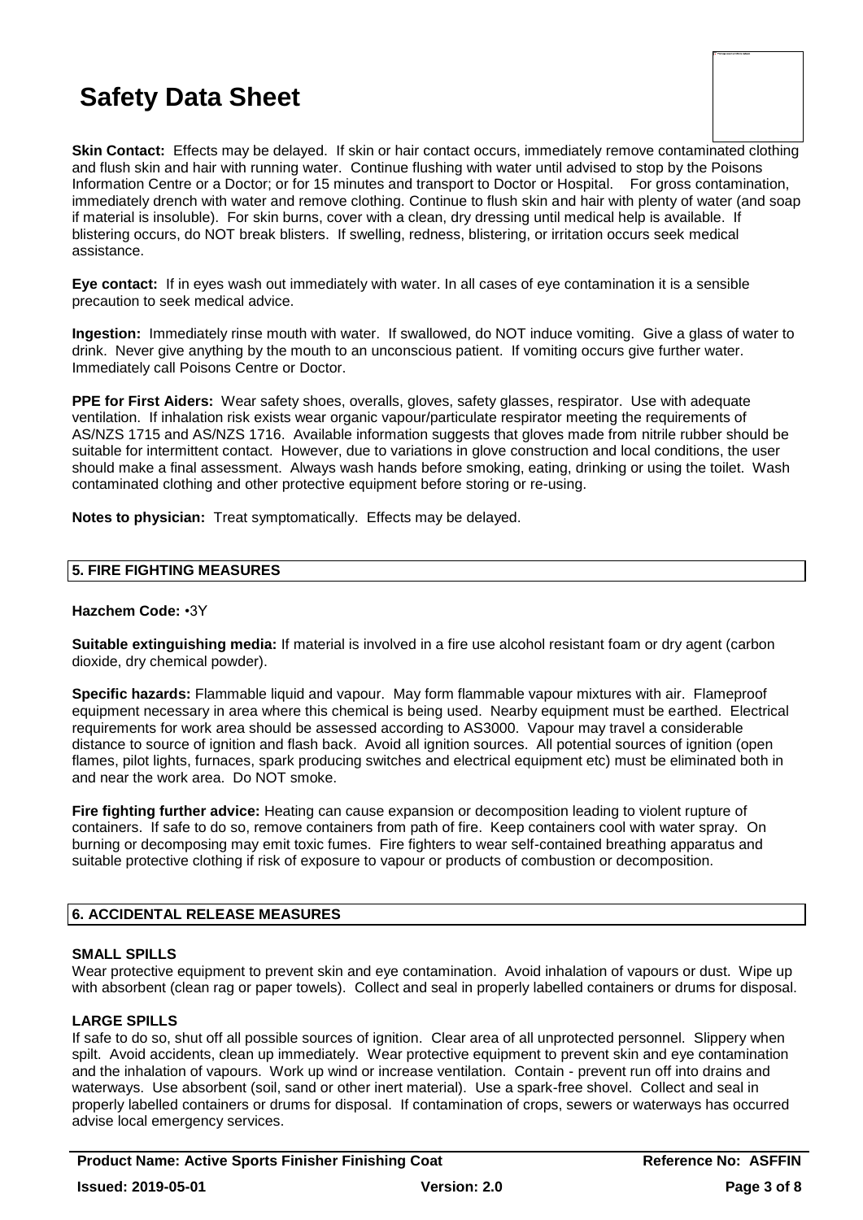# Safety Data Sheet

**Skin Contact:** Effects may be delayed. If skin or hair contact occurs, immediately remove contaminated clothing and flush skin and hair with running water. Continue flushing with water until advised to stop by the Poisons Information Centre or a Doctor; or for 15 minutes and transport to Doctor or Hospital. For gross contamination, immediately drench with water and remove clothing. Continue to flush skin and hair with plenty of water (and soap if material is insoluble). For skin burns, cover with a clean, dry dressing until medical help is available. If blistering occurs, do NOT break blisters. If swelling, redness, blistering, or irritation occurs seek medical assistance.

**Eye contact:** If in eyes wash out immediately with water. In all cases of eye contamination it is a sensible precaution to seek medical advice.

**Ingestion:** Immediately rinse mouth with water. If swallowed, do NOT induce vomiting. Give a glass of water to drink. Never give anything by the mouth to an unconscious patient. If vomiting occurs give further water. Immediately call Poisons Centre or Doctor.

**PPE for First Aiders:** Wear safety shoes, overalls, gloves, safety glasses, respirator. Use with adequate ventilation. If inhalation risk exists wear organic vapour/particulate respirator meeting the requirements of AS/NZS 1715 and AS/NZS 1716. Available information suggests that gloves made from nitrile rubber should be suitable for intermittent contact. However, due to variations in glove construction and local conditions, the user should make a final assessment. Always wash hands before smoking, eating, drinking or using the toilet. Wash contaminated clothing and other protective equipment before storing or re-using.

**Notes to physician:** Treat symptomatically. Effects may be delayed.

## 5. FIRE FIGHTING MEASURES

**Hazchem Code:** •3Y

**Suitable extinguishing media:** If material is involved in a fire use alcohol resistant foam or dry agent (carbon dioxide, dry chemical powder).

**Specific hazards:** Flammable liquid and vapour. May form flammable vapour mixtures with air. Flameproof equipment necessary in area where this chemical is being used. Nearby equipment must be earthed. Electrical requirements for work area should be assessed according to AS3000. Vapour may travel a considerable distance to source of ignition and flash back. Avoid all ignition sources. All potential sources of ignition (open flames, pilot lights, furnaces, spark producing switches and electrical equipment etc) must be eliminated both in and near the work area. Do NOT smoke.

**Fire fighting further advice:** Heating can cause expansion or decomposition leading to violent rupture of containers. If safe to do so, remove containers from path of fire. Keep containers cool with water spray. On burning or decomposing may emit toxic fumes. Fire fighters to wear self-contained breathing apparatus and suitable protective clothing if risk of exposure to vapour or products of combustion or decomposition.

## 6. ACCIDENTAL RELEASE MEASURES

**SMALL SPILLS**

Wear protective equipment to prevent skin and eye contamination. Avoid inhalation of vapours or dust. Wipe up with absorbent (clean rag or paper towels). Collect and seal in properly labelled containers or drums for disposal.

**LARGE SPILLS**

If safe to do so, shut off all possible sources of ignition. Clear area of all unprotected personnel. Slippery when spilt. Avoid accidents, clean up immediately. Wear protective equipment to prevent skin and eye contamination and the inhalation of vapours. Work up wind or increase ventilation. Contain - prevent run off into drains and waterways. Use absorbent (soil, sand or other inert material). Use a spark-free shovel. Collect and seal in properly labelled containers or drums for disposal. If contamination of crops, sewers or waterways has occurred advise local emergency services.

**Product Name: Active Sports Finisher Finishing Coat** | **Reference No: ASFFIN** | **Issued: 2019-05-01** | **Version: 2.0**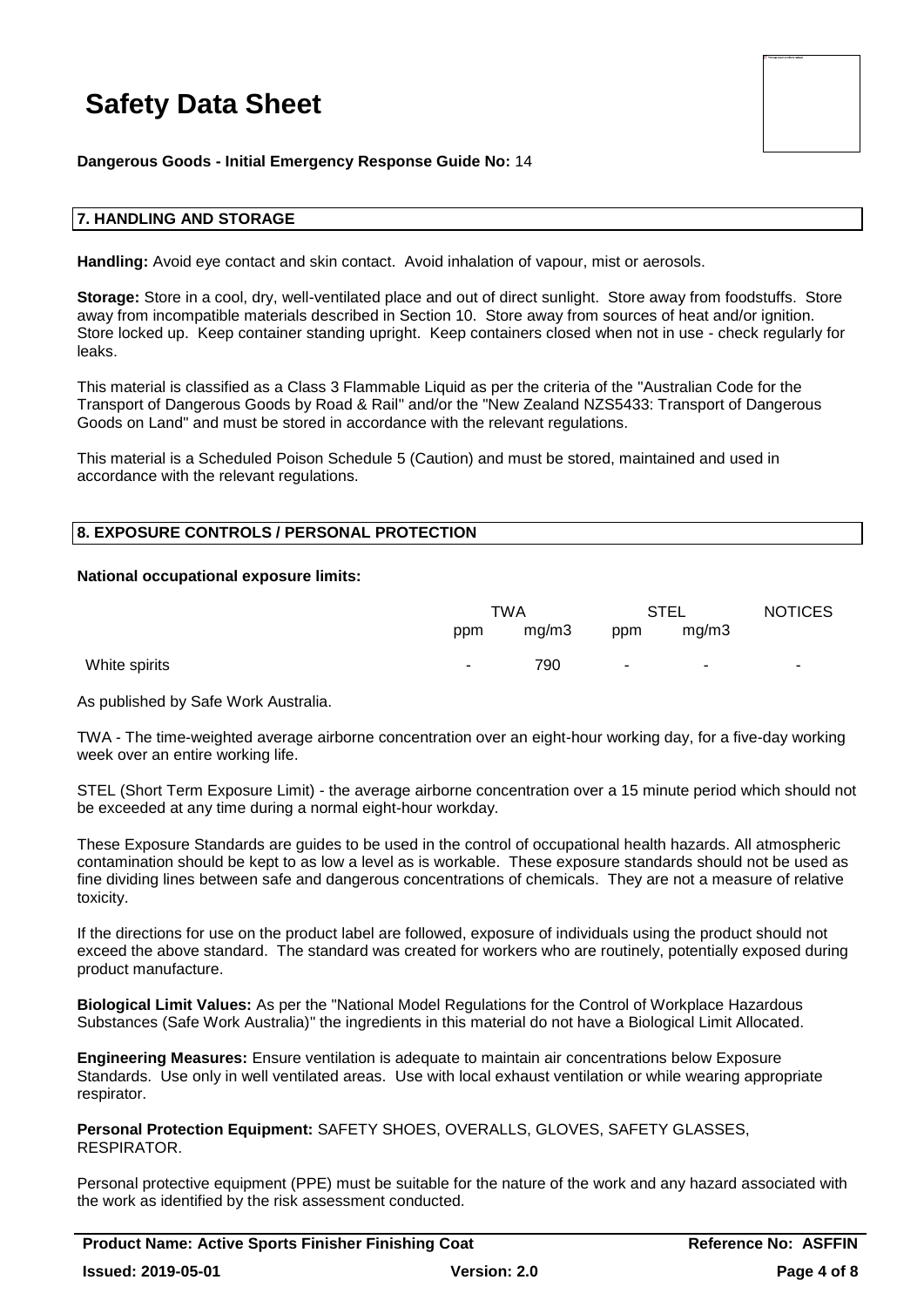# Safety Data Sheet

**Dangerous Goods - Initial Emergency Response Guide No:** 14

## 7. HANDLING AND STORAGE

**Handling:** Avoid eye contact and skin contact. Avoid inhalation of vapour, mist or aerosols.

**Storage:** Store in a cool, dry, well-ventilated place and out of direct sunlight. Store away from foodstuffs. Store away from incompatible materials described in Section 10. Store away from sources of heat and/or ignition. Store locked up. Keep container standing upright. Keep containers closed when not in use - check regularly for leaks.

This material is classified as a Class 3 Flammable Liquid as per the criteria of the "Australian Code for the Transport of Dangerous Goods by Road & Rail" and/or the "New Zealand NZS5433: Transport of Dangerous Goods on Land" and must be stored in accordance with the relevant regulations.

This material is a Scheduled Poison Schedule 5 (Caution) and must be stored, maintained and used in accordance with the relevant regulations.

## 8. EXPOSURE CONTROLS / PERSONAL PROTECTION

**National occupational exposure limits:**

| | TWA | | STEL | | NOTICES |
|---|---|---|---|---|---|
| | ppm | mg/m3 | ppm | mg/m3 | |
| White spirits | - | 790 | - | - | - |

As published by Safe Work Australia.

TWA - The time-weighted average airborne concentration over an eight-hour working day, for a five-day working week over an entire working life.

STEL (Short Term Exposure Limit) - the average airborne concentration over a 15 minute period which should not be exceeded at any time during a normal eight-hour workday.

These Exposure Standards are guides to be used in the control of occupational health hazards. All atmospheric contamination should be kept to as low a level as is workable. These exposure standards should not be used as fine dividing lines between safe and dangerous concentrations of chemicals. They are not a measure of relative toxicity.

If the directions for use on the product label are followed, exposure of individuals using the product should not exceed the above standard. The standard was created for workers who are routinely, potentially exposed during product manufacture.

**Biological Limit Values:** As per the "National Model Regulations for the Control of Workplace Hazardous Substances (Safe Work Australia)" the ingredients in this material do not have a Biological Limit Allocated.

**Engineering Measures:** Ensure ventilation is adequate to maintain air concentrations below Exposure Standards. Use only in well ventilated areas. Use with local exhaust ventilation or while wearing appropriate respirator.

**Personal Protection Equipment:** SAFETY SHOES, OVERALLS, GLOVES, SAFETY GLASSES, RESPIRATOR.

Personal protective equipment (PPE) must be suitable for the nature of the work and any hazard associated with the work as identified by the risk assessment conducted.

**Product Name: Active Sports Finisher Finishing Coat** **Reference No: ASFFIN**

**Issued: 2019-05-01** **Version: 2.0**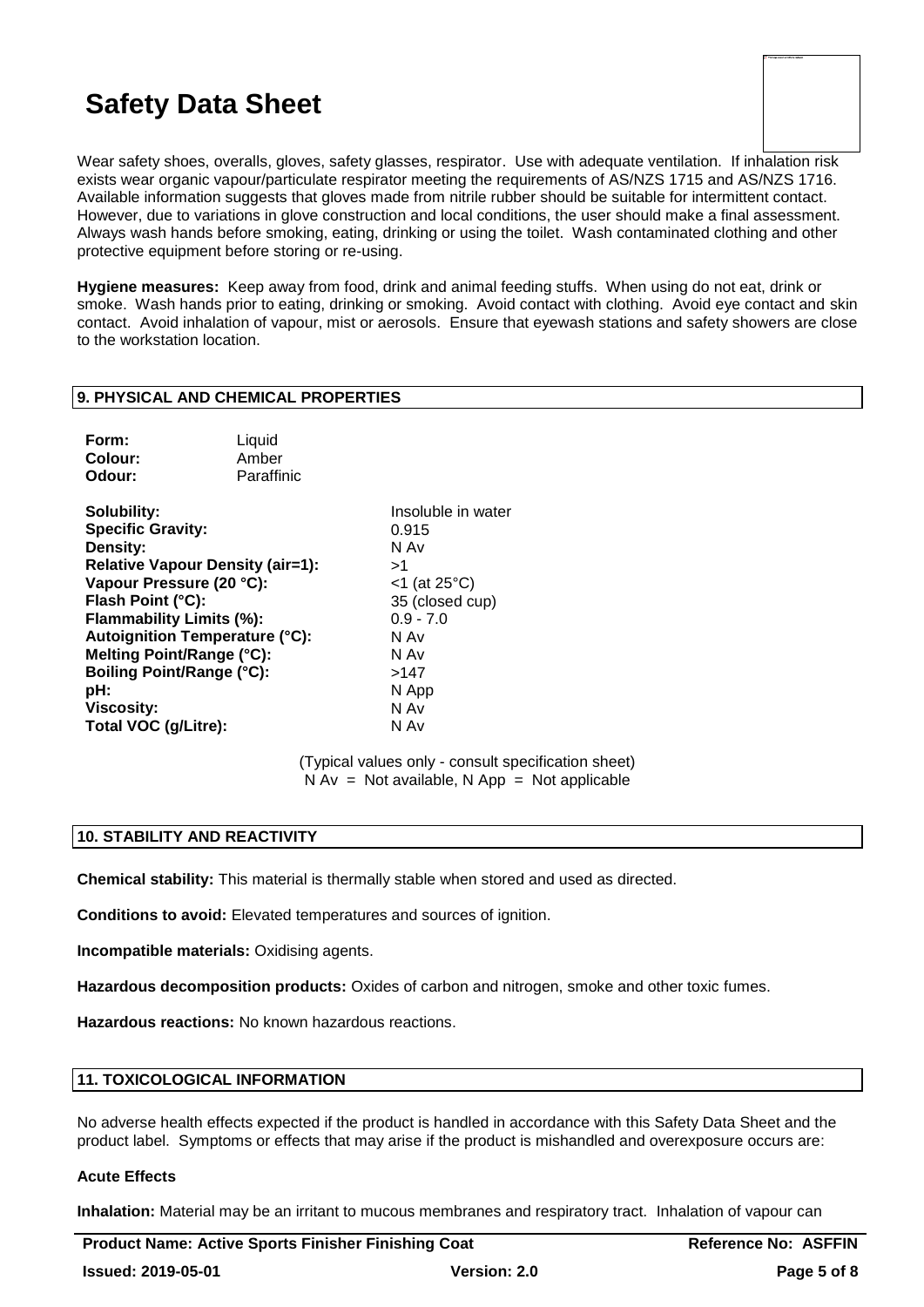Wear safety shoes, overalls, gloves, safety glasses, respirator. Use with adequate ventilation. If inhalation risk exists wear organic vapour/particulate respirator meeting the requirements of AS/NZS 1715 and AS/NZS 1716. Available information suggests that gloves made from nitrile rubber should be suitable for intermittent contact. However, due to variations in glove construction and local conditions, the user should make a final assessment. Always wash hands before smoking, eating, drinking or using the toilet. Wash contaminated clothing and other protective equipment before storing or re-using.

**Hygiene measures:** Keep away from food, drink and animal feeding stuffs. When using do not eat, drink or smoke. Wash hands prior to eating, drinking or smoking. Avoid contact with clothing. Avoid eye contact and skin contact. Avoid inhalation of vapour, mist or aerosols. Ensure that eyewash stations and safety showers are close to the workstation location.

## 9. PHYSICAL AND CHEMICAL PROPERTIES

| | |
|---|---|
| **Form:** | Liquid |
| **Colour:** | Amber |
| **Odour:** | Paraffinic |

| | |
|---|---|
| **Solubility:** | Insoluble in water |
| **Specific Gravity:** | 0.915 |
| **Density:** | N Av |
| **Relative Vapour Density (air=1):** | >1 |
| **Vapour Pressure (20 °C):** | <1 (at 25°C) |
| **Flash Point (°C):** | 35 (closed cup) |
| **Flammability Limits (%):** | 0.9 - 7.0 |
| **Autoignition Temperature (°C):** | N Av |
| **Melting Point/Range (°C):** | N Av |
| **Boiling Point/Range (°C):** | >147 |
| **pH:** | N App |
| **Viscosity:** | N Av |
| **Total VOC (g/Litre):** | N Av |

(Typical values only - consult specification sheet)
N Av = Not available, N App = Not applicable

## 10. STABILITY AND REACTIVITY

**Chemical stability:** This material is thermally stable when stored and used as directed.

**Conditions to avoid:** Elevated temperatures and sources of ignition.

**Incompatible materials:** Oxidising agents.

**Hazardous decomposition products:** Oxides of carbon and nitrogen, smoke and other toxic fumes.

**Hazardous reactions:** No known hazardous reactions.

## 11. TOXICOLOGICAL INFORMATION

No adverse health effects expected if the product is handled in accordance with this Safety Data Sheet and the product label. Symptoms or effects that may arise if the product is mishandled and overexposure occurs are:

### Acute Effects

**Inhalation:** Material may be an irritant to mucous membranes and respiratory tract. Inhalation of vapour can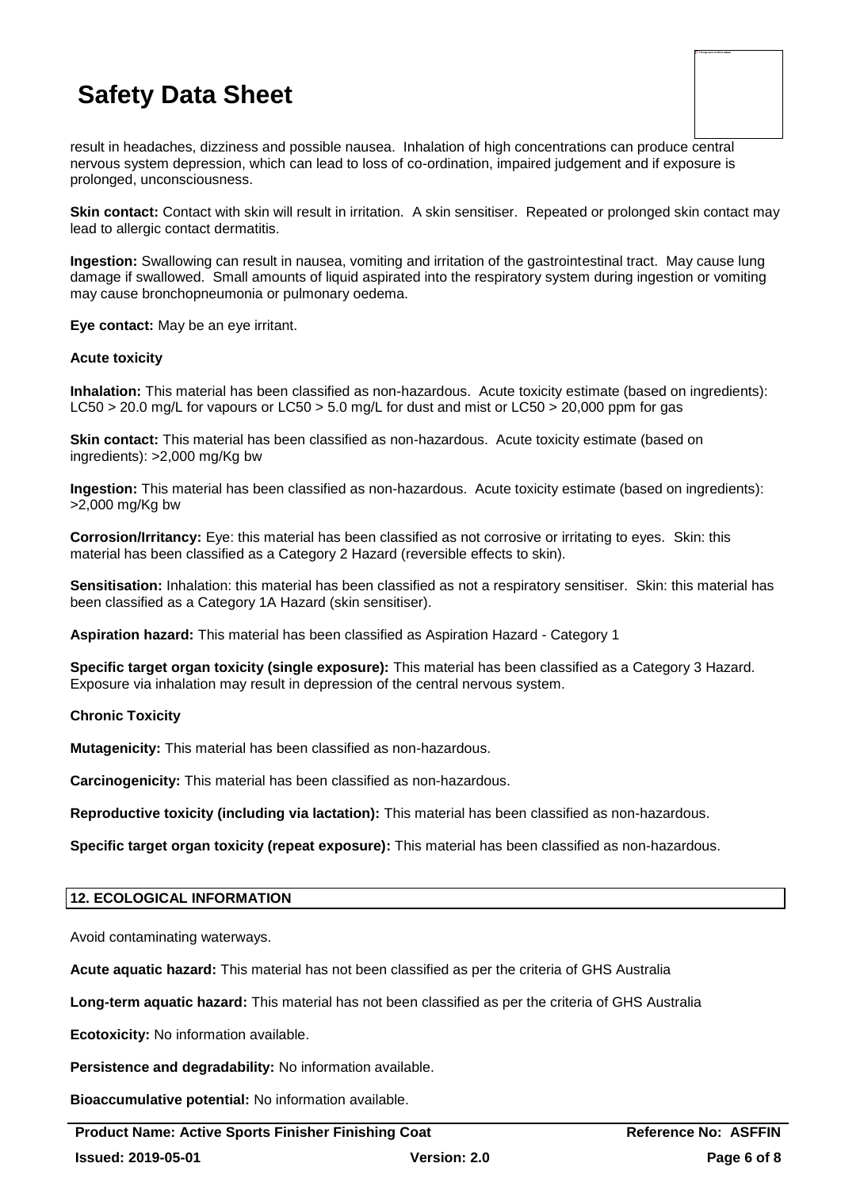result in headaches, dizziness and possible nausea. Inhalation of high concentrations can produce central nervous system depression, which can lead to loss of co-ordination, impaired judgement and if exposure is prolonged, unconsciousness.

**Skin contact:** Contact with skin will result in irritation. A skin sensitiser. Repeated or prolonged skin contact may lead to allergic contact dermatitis.

**Ingestion:** Swallowing can result in nausea, vomiting and irritation of the gastrointestinal tract. May cause lung damage if swallowed. Small amounts of liquid aspirated into the respiratory system during ingestion or vomiting may cause bronchopneumonia or pulmonary oedema.

**Eye contact:** May be an eye irritant.

**Acute toxicity**

**Inhalation:** This material has been classified as non-hazardous. Acute toxicity estimate (based on ingredients): LC50 > 20.0 mg/L for vapours or LC50 > 5.0 mg/L for dust and mist or LC50 > 20,000 ppm for gas

**Skin contact:** This material has been classified as non-hazardous. Acute toxicity estimate (based on ingredients): >2,000 mg/Kg bw

**Ingestion:** This material has been classified as non-hazardous. Acute toxicity estimate (based on ingredients): >2,000 mg/Kg bw

**Corrosion/Irritancy:** Eye: this material has been classified as not corrosive or irritating to eyes. Skin: this material has been classified as a Category 2 Hazard (reversible effects to skin).

**Sensitisation:** Inhalation: this material has been classified as not a respiratory sensitiser. Skin: this material has been classified as a Category 1A Hazard (skin sensitiser).

**Aspiration hazard:** This material has been classified as Aspiration Hazard - Category 1

**Specific target organ toxicity (single exposure):** This material has been classified as a Category 3 Hazard. Exposure via inhalation may result in depression of the central nervous system.

**Chronic Toxicity**

**Mutagenicity:** This material has been classified as non-hazardous.

**Carcinogenicity:** This material has been classified as non-hazardous.

**Reproductive toxicity (including via lactation):** This material has been classified as non-hazardous.

**Specific target organ toxicity (repeat exposure):** This material has been classified as non-hazardous.

## 12. ECOLOGICAL INFORMATION

Avoid contaminating waterways.

**Acute aquatic hazard:** This material has not been classified as per the criteria of GHS Australia

**Long-term aquatic hazard:** This material has not been classified as per the criteria of GHS Australia

**Ecotoxicity:** No information available.

**Persistence and degradability:** No information available.

**Bioaccumulative potential:** No information available.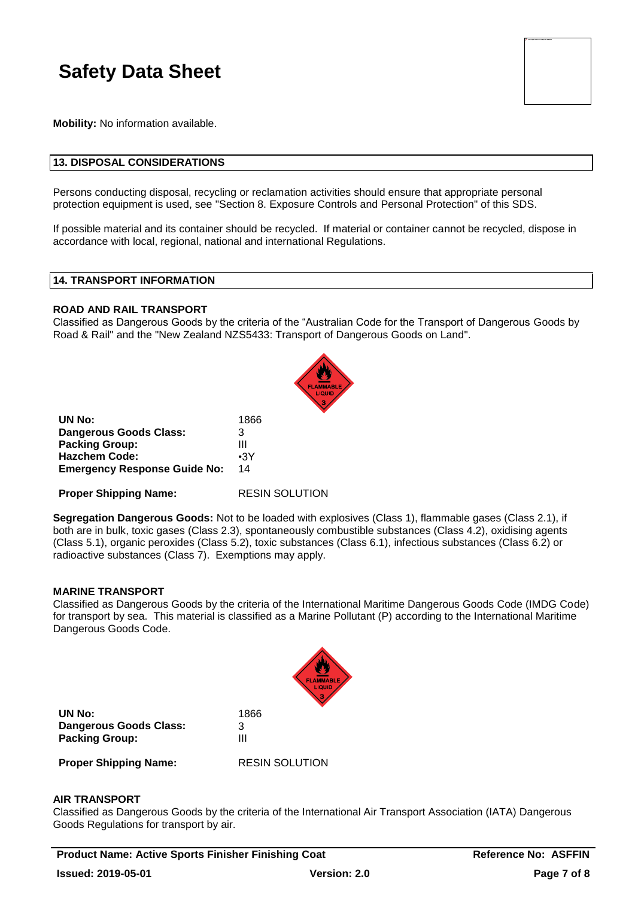**Mobility:** No information available.

## 13. DISPOSAL CONSIDERATIONS

Persons conducting disposal, recycling or reclamation activities should ensure that appropriate personal protection equipment is used, see "Section 8. Exposure Controls and Personal Protection" of this SDS.

If possible material and its container should be recycled. If material or container cannot be recycled, dispose in accordance with local, regional, national and international Regulations.

## 14. TRANSPORT INFORMATION

### ROAD AND RAIL TRANSPORT

Classified as Dangerous Goods by the criteria of the "Australian Code for the Transport of Dangerous Goods by Road & Rail" and the "New Zealand NZS5433: Transport of Dangerous Goods on Land".

| | |
|---|---|
| **UN No:** | 1866 |
| **Dangerous Goods Class:** | 3 |
| **Packing Group:** | III |
| **Hazchem Code:** | •3Y |
| **Emergency Response Guide No:** | 14 |
| **Proper Shipping Name:** | RESIN SOLUTION |

**Segregation Dangerous Goods:** Not to be loaded with explosives (Class 1), flammable gases (Class 2.1), if both are in bulk, toxic gases (Class 2.3), spontaneously combustible substances (Class 4.2), oxidising agents (Class 5.1), organic peroxides (Class 5.2), toxic substances (Class 6.1), infectious substances (Class 6.2) or radioactive substances (Class 7). Exemptions may apply.

### MARINE TRANSPORT

Classified as Dangerous Goods by the criteria of the International Maritime Dangerous Goods Code (IMDG Code) for transport by sea. This material is classified as a Marine Pollutant (P) according to the International Maritime Dangerous Goods Code.

| | |
|---|---|
| **UN No:** | 1866 |
| **Dangerous Goods Class:** | 3 |
| **Packing Group:** | III |
| **Proper Shipping Name:** | RESIN SOLUTION |

### AIR TRANSPORT

Classified as Dangerous Goods by the criteria of the International Air Transport Association (IATA) Dangerous Goods Regulations for transport by air.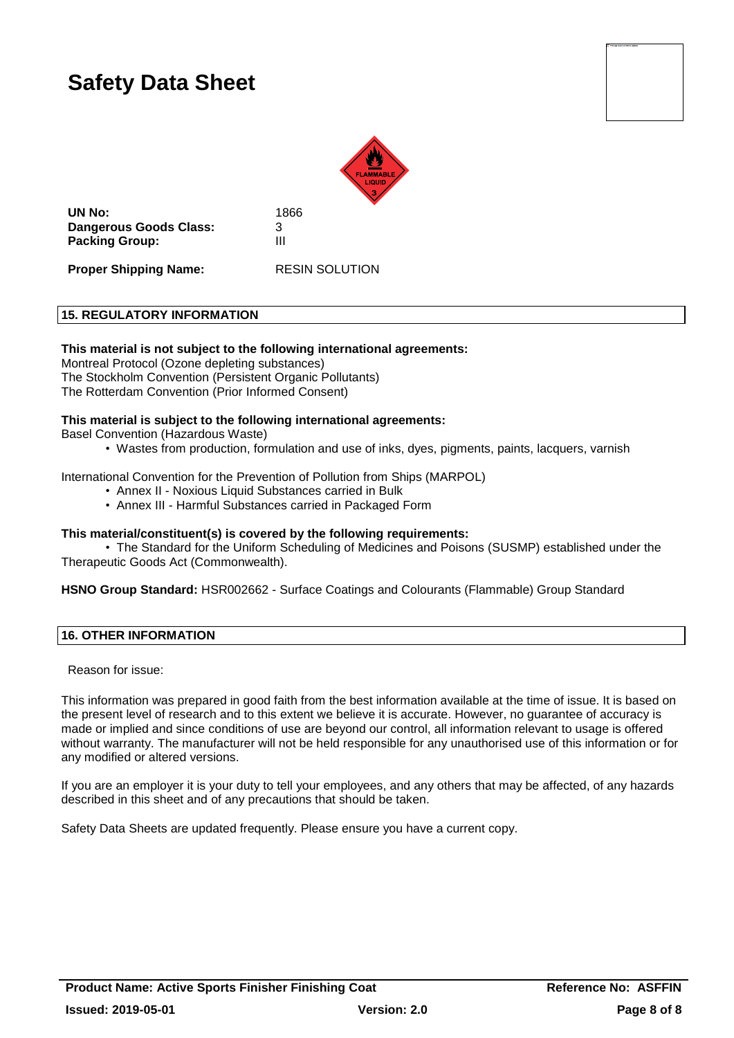# Safety Data Sheet

| | |
|---|---|
| **UN No:** | 1866 |
| **Dangerous Goods Class:** | 3 |
| **Packing Group:** | III |
| **Proper Shipping Name:** | RESIN SOLUTION |

## 15. REGULATORY INFORMATION

**This material is not subject to the following international agreements:**
Montreal Protocol (Ozone depleting substances)
The Stockholm Convention (Persistent Organic Pollutants)
The Rotterdam Convention (Prior Informed Consent)

**This material is subject to the following international agreements:**
Basel Convention (Hazardous Waste)

- Wastes from production, formulation and use of inks, dyes, pigments, paints, lacquers, varnish

International Convention for the Prevention of Pollution from Ships (MARPOL)

- Annex II - Noxious Liquid Substances carried in Bulk
- Annex III - Harmful Substances carried in Packaged Form

**This material/constituent(s) is covered by the following requirements:**

- The Standard for the Uniform Scheduling of Medicines and Poisons (SUSMP) established under the Therapeutic Goods Act (Commonwealth).

**HSNO Group Standard:** HSR002662 - Surface Coatings and Colourants (Flammable) Group Standard

## 16. OTHER INFORMATION

Reason for issue:

This information was prepared in good faith from the best information available at the time of issue. It is based on the present level of research and to this extent we believe it is accurate. However, no guarantee of accuracy is made or implied and since conditions of use are beyond our control, all information relevant to usage is offered without warranty. The manufacturer will not be held responsible for any unauthorised use of this information or for any modified or altered versions.

If you are an employer it is your duty to tell your employees, and any others that may be affected, of any hazards described in this sheet and of any precautions that should be taken.

Safety Data Sheets are updated frequently. Please ensure you have a current copy.